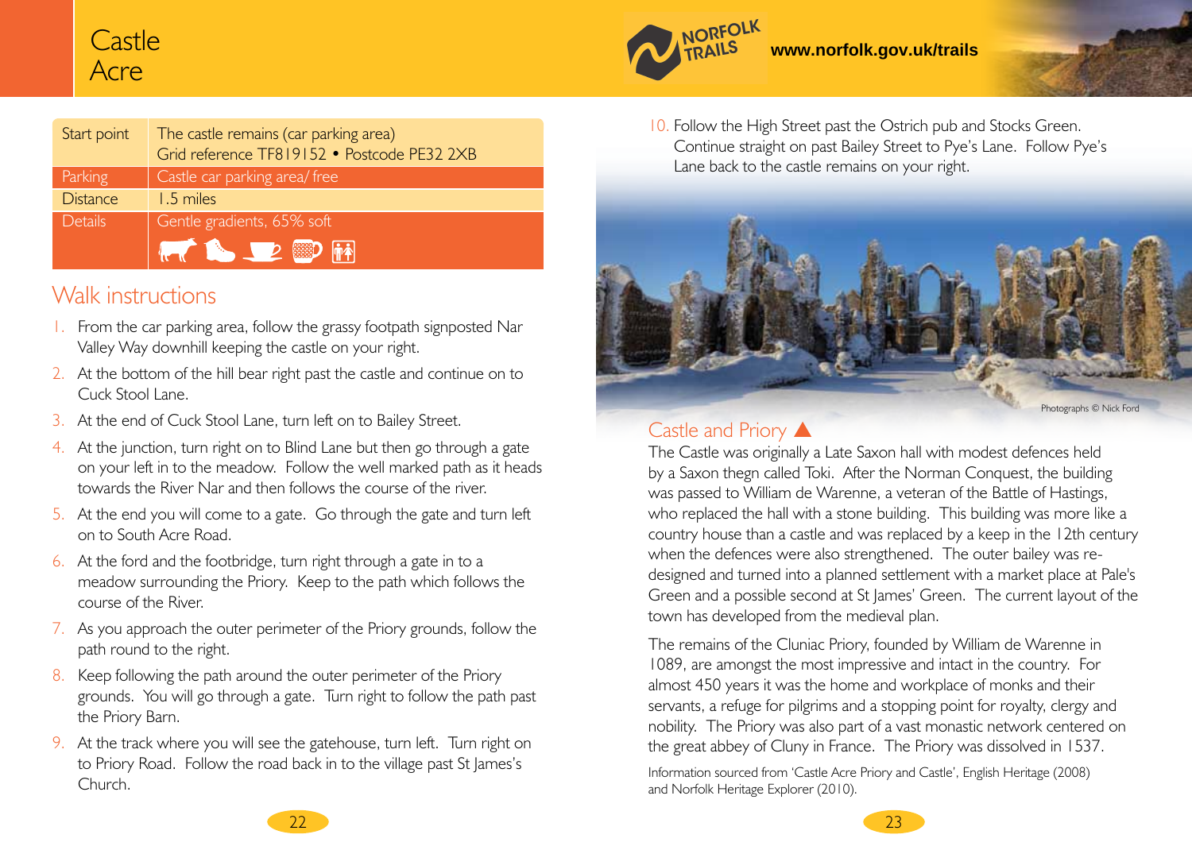# Castle Acre

www.norfolk.gov.uk/trails

| Start point | The castle remains (car parking area) Grid reference TF819152 • Postcode PE32 2XB |
|---|---|
| Parking | Castle car parking area/ free |
| Distance | 1.5 miles |
| Details | Gentle gradients, 65% soft |

## Walk instructions

1. From the car parking area, follow the grassy footpath signposted Nar Valley Way downhill keeping the castle on your right.
2. At the bottom of the hill bear right past the castle and continue on to Cuck Stool Lane.
3. At the end of Cuck Stool Lane, turn left on to Bailey Street.
4. At the junction, turn right on to Blind Lane but then go through a gate on your left in to the meadow. Follow the well marked path as it heads towards the River Nar and then follows the course of the river.
5. At the end you will come to a gate. Go through the gate and turn left on to South Acre Road.
6. At the ford and the footbridge, turn right through a gate in to a meadow surrounding the Priory. Keep to the path which follows the course of the River.
7. As you approach the outer perimeter of the Priory grounds, follow the path round to the right.
8. Keep following the path around the outer perimeter of the Priory grounds. You will go through a gate. Turn right to follow the path past the Priory Barn.
9. At the track where you will see the gatehouse, turn left. Turn right on to Priory Road. Follow the road back in to the village past St James's Church.
10. Follow the High Street past the Ostrich pub and Stocks Green. Continue straight on past Bailey Street to Pye's Lane. Follow Pye's Lane back to the castle remains on your right.

Photographs © Nick Ford

## Castle and Priory ▲

The Castle was originally a Late Saxon hall with modest defences held by a Saxon thegn called Toki. After the Norman Conquest, the building was passed to William de Warenne, a veteran of the Battle of Hastings, who replaced the hall with a stone building. This building was more like a country house than a castle and was replaced by a keep in the 12th century when the defences were also strengthened. The outer bailey was re-designed and turned into a planned settlement with a market place at Pale's Green and a possible second at St James' Green. The current layout of the town has developed from the medieval plan.

The remains of the Cluniac Priory, founded by William de Warenne in 1089, are amongst the most impressive and intact in the country. For almost 450 years it was the home and workplace of monks and their servants, a refuge for pilgrims and a stopping point for royalty, clergy and nobility. The Priory was also part of a vast monastic network centered on the great abbey of Cluny in France. The Priory was dissolved in 1537.

Information sourced from 'Castle Acre Priory and Castle', English Heritage (2008) and Norfolk Heritage Explorer (2010).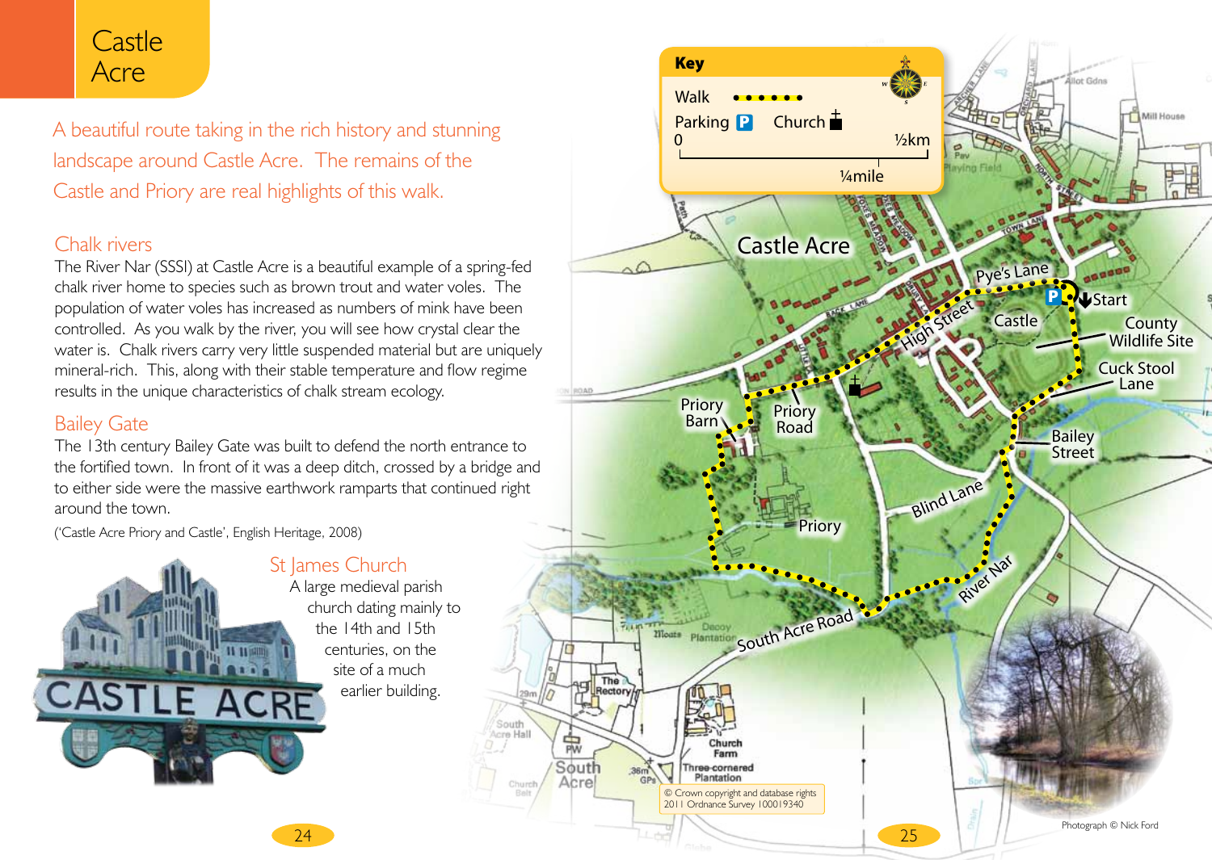# Castle Acre

A beautiful route taking in the rich history and stunning landscape around Castle Acre. The remains of the Castle and Priory are real highlights of this walk.

## Chalk rivers

The River Nar (SSSI) at Castle Acre is a beautiful example of a spring-fed chalk river home to species such as brown trout and water voles. The population of water voles has increased as numbers of mink have been controlled. As you walk by the river, you will see how crystal clear the water is. Chalk rivers carry very little suspended material but are uniquely mineral-rich. This, along with their stable temperature and flow regime results in the unique characteristics of chalk stream ecology.

## Bailey Gate

The 13th century Bailey Gate was built to defend the north entrance to the fortified town. In front of it was a deep ditch, crossed by a bridge and to either side were the massive earthwork ramparts that continued right around the town.

('Castle Acre Priory and Castle', English Heritage, 2008)

## St James Church

A large medieval parish church dating mainly to the 14th and 15th centuries, on the site of a much earlier building.

Key

Walk

Parking P Church

0 ½km

¼mile

Castle Acre

Pye's Lane

Start

Castle

County Wildlife Site

Cuck Stool Lane

High Street

Priory Barn

Priory Road

Bailey Street

Blind Lane

Priory

River Nar

South Acre Road

© Crown copyright and database rights 2011 Ordnance Survey 100019340

Photograph © Nick Ford